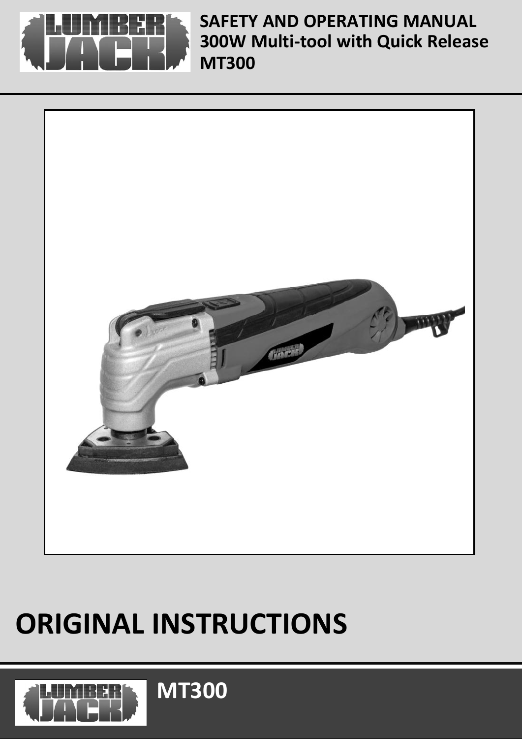**SAFETY AND OPERATING MANUAL**
**300W Multi-tool with Quick Release**
**MT300**

# ORIGINAL INSTRUCTIONS

**MT300**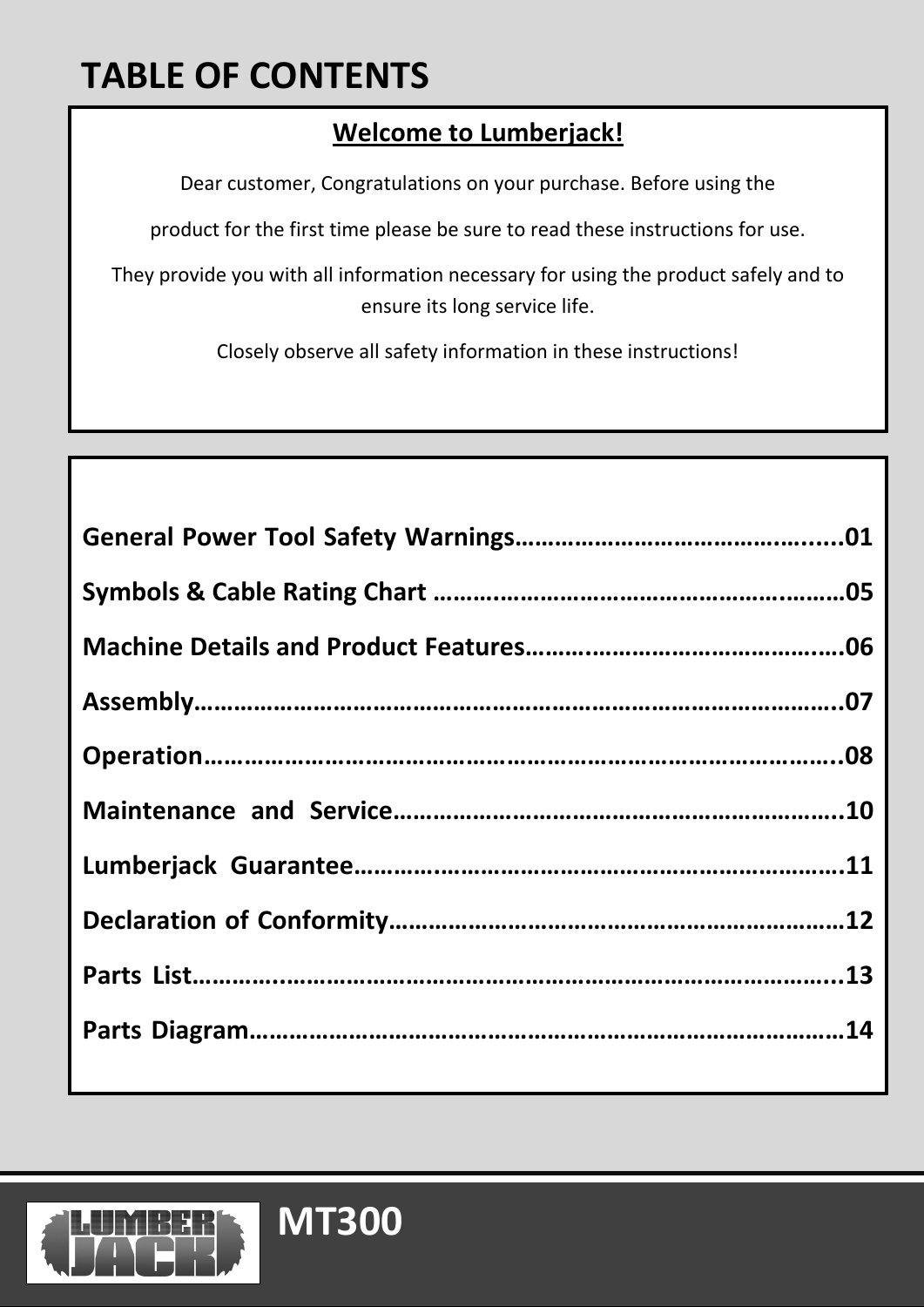# TABLE OF CONTENTS

## Welcome to Lumberjack!

Dear customer, Congratulations on your purchase. Before using the

product for the first time please be sure to read these instructions for use.

They provide you with all information necessary for using the product safely and to ensure its long service life.

Closely observe all safety information in these instructions!

**General Power Tool Safety Warnings..........................................01**

**Symbols & Cable Rating Chart ..................................................05**

**Machine Details and Product Features........................................06**

**Assembly.......................................................................................07**

**Operation.......................................................................................08**

**Maintenance and Service..............................................................10**

**Lumberjack Guarantee..................................................................11**

**Declaration of Conformity............................................................12**

**Parts List.......................................................................................13**

**Parts Diagram................................................................................14**

**MT300**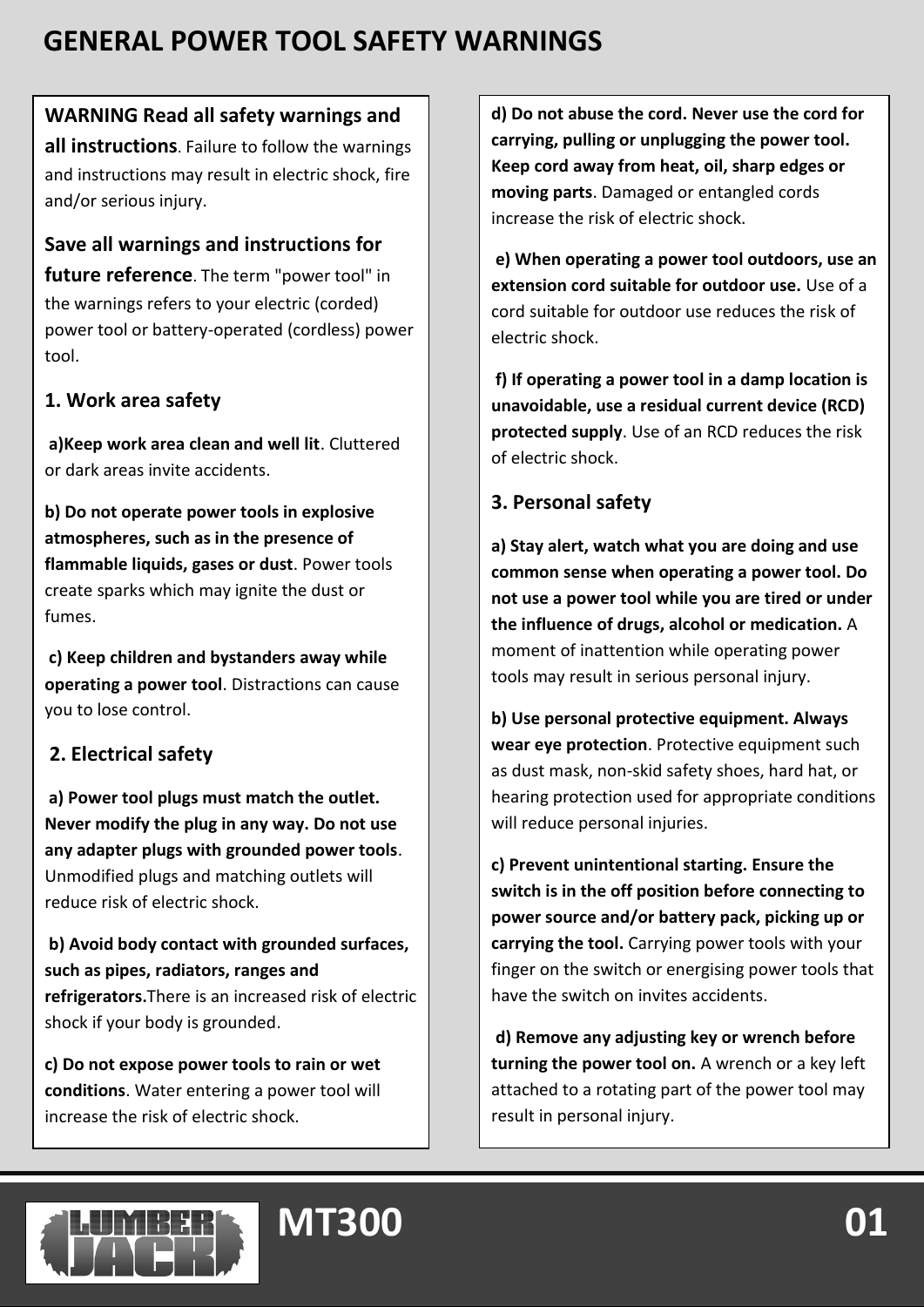# GENERAL POWER TOOL SAFETY WARNINGS

**WARNING Read all safety warnings and all instructions**. Failure to follow the warnings and instructions may result in electric shock, fire and/or serious injury.

**Save all warnings and instructions for future reference**. The term "power tool" in the warnings refers to your electric (corded) power tool or battery-operated (cordless) power tool.

## 1. Work area safety

**a)Keep work area clean and well lit**. Cluttered or dark areas invite accidents.

**b) Do not operate power tools in explosive atmospheres, such as in the presence of flammable liquids, gases or dust**. Power tools create sparks which may ignite the dust or fumes.

**c) Keep children and bystanders away while operating a power tool**. Distractions can cause you to lose control.

## 2. Electrical safety

**a) Power tool plugs must match the outlet. Never modify the plug in any way. Do not use any adapter plugs with grounded power tools**. Unmodified plugs and matching outlets will reduce risk of electric shock.

**b) Avoid body contact with grounded surfaces, such as pipes, radiators, ranges and refrigerators.**There is an increased risk of electric shock if your body is grounded.

**c) Do not expose power tools to rain or wet conditions**. Water entering a power tool will increase the risk of electric shock.

**d) Do not abuse the cord. Never use the cord for carrying, pulling or unplugging the power tool. Keep cord away from heat, oil, sharp edges or moving parts**. Damaged or entangled cords increase the risk of electric shock.

**e) When operating a power tool outdoors, use an extension cord suitable for outdoor use.** Use of a cord suitable for outdoor use reduces the risk of electric shock.

**f) If operating a power tool in a damp location is unavoidable, use a residual current device (RCD) protected supply**. Use of an RCD reduces the risk of electric shock.

## 3. Personal safety

**a) Stay alert, watch what you are doing and use common sense when operating a power tool. Do not use a power tool while you are tired or under the influence of drugs, alcohol or medication.** A moment of inattention while operating power tools may result in serious personal injury.

**b) Use personal protective equipment. Always wear eye protection**. Protective equipment such as dust mask, non-skid safety shoes, hard hat, or hearing protection used for appropriate conditions will reduce personal injuries.

**c) Prevent unintentional starting. Ensure the switch is in the off position before connecting to power source and/or battery pack, picking up or carrying the tool.** Carrying power tools with your finger on the switch or energising power tools that have the switch on invites accidents.

**d) Remove any adjusting key or wrench before turning the power tool on.** A wrench or a key left attached to a rotating part of the power tool may result in personal injury.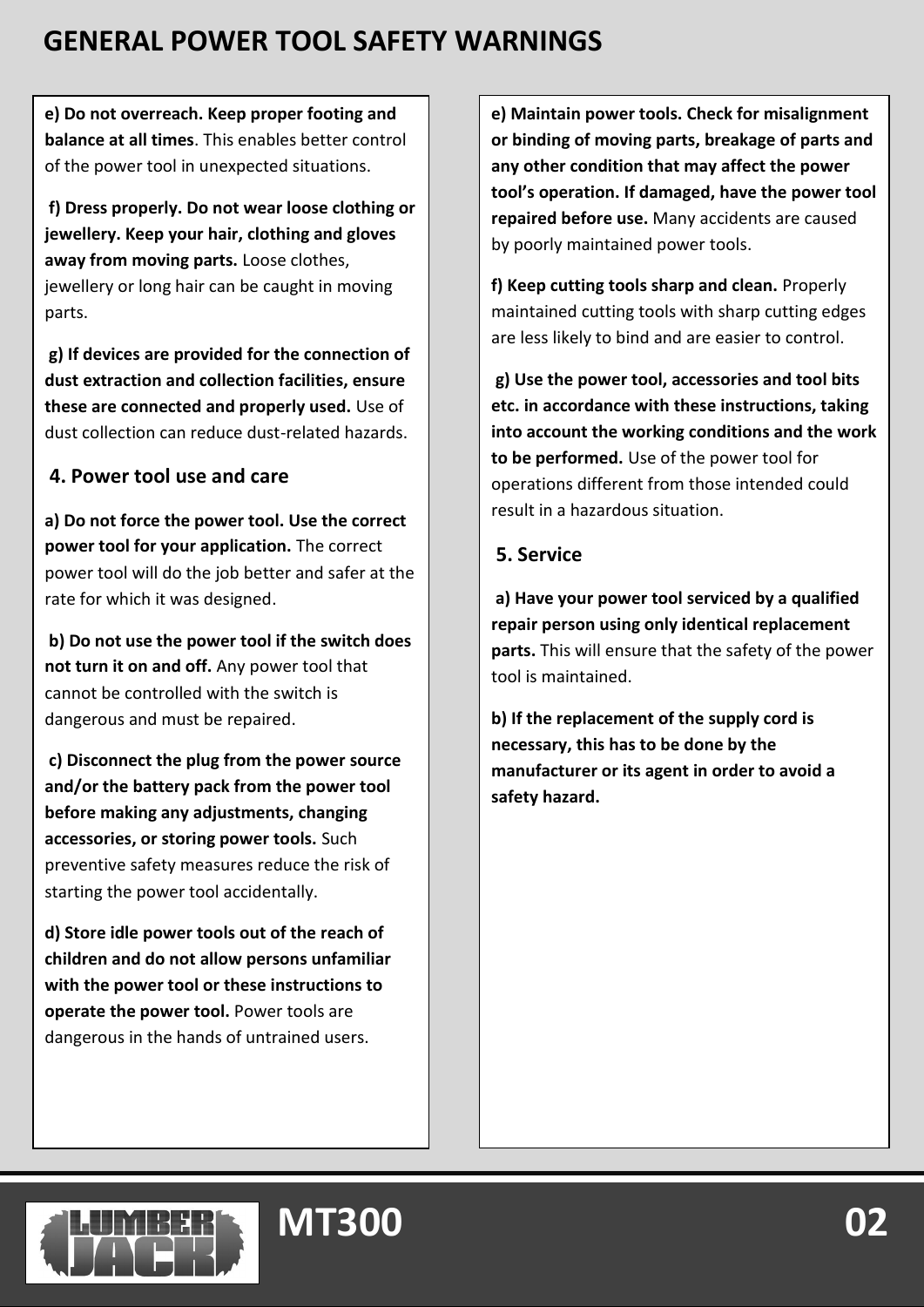# GENERAL POWER TOOL SAFETY WARNINGS

**e) Do not overreach. Keep proper footing and balance at all times**. This enables better control of the power tool in unexpected situations.

**f) Dress properly. Do not wear loose clothing or jewellery. Keep your hair, clothing and gloves away from moving parts.** Loose clothes, jewellery or long hair can be caught in moving parts.

**g) If devices are provided for the connection of dust extraction and collection facilities, ensure these are connected and properly used.** Use of dust collection can reduce dust-related hazards.

## 4. Power tool use and care

**a) Do not force the power tool. Use the correct power tool for your application.** The correct power tool will do the job better and safer at the rate for which it was designed.

**b) Do not use the power tool if the switch does not turn it on and off.** Any power tool that cannot be controlled with the switch is dangerous and must be repaired.

**c) Disconnect the plug from the power source and/or the battery pack from the power tool before making any adjustments, changing accessories, or storing power tools.** Such preventive safety measures reduce the risk of starting the power tool accidentally.

**d) Store idle power tools out of the reach of children and do not allow persons unfamiliar with the power tool or these instructions to operate the power tool.** Power tools are dangerous in the hands of untrained users.

**e) Maintain power tools. Check for misalignment or binding of moving parts, breakage of parts and any other condition that may affect the power tool's operation. If damaged, have the power tool repaired before use.** Many accidents are caused by poorly maintained power tools.

**f) Keep cutting tools sharp and clean.** Properly maintained cutting tools with sharp cutting edges are less likely to bind and are easier to control.

**g) Use the power tool, accessories and tool bits etc. in accordance with these instructions, taking into account the working conditions and the work to be performed.** Use of the power tool for operations different from those intended could result in a hazardous situation.

## 5. Service

**a) Have your power tool serviced by a qualified repair person using only identical replacement parts.** This will ensure that the safety of the power tool is maintained.

**b) If the replacement of the supply cord is necessary, this has to be done by the manufacturer or its agent in order to avoid a safety hazard.**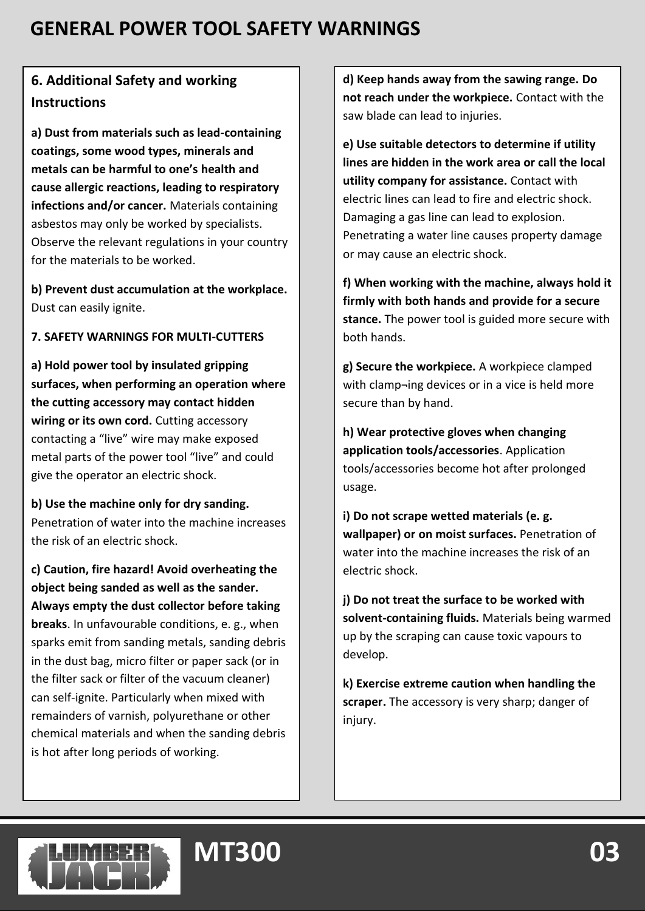# GENERAL POWER TOOL SAFETY WARNINGS

## 6. Additional Safety and working Instructions

**a) Dust from materials such as lead-containing coatings, some wood types, minerals and metals can be harmful to one's health and cause allergic reactions, leading to respiratory infections and/or cancer.** Materials containing asbestos may only be worked by specialists. Observe the relevant regulations in your country for the materials to be worked.

**b) Prevent dust accumulation at the workplace.** Dust can easily ignite.

**7. SAFETY WARNINGS FOR MULTI-CUTTERS**

**a) Hold power tool by insulated gripping surfaces, when performing an operation where the cutting accessory may contact hidden wiring or its own cord.** Cutting accessory contacting a "live" wire may make exposed metal parts of the power tool "live" and could give the operator an electric shock.

**b) Use the machine only for dry sanding.** Penetration of water into the machine increases the risk of an electric shock.

**c) Caution, fire hazard! Avoid overheating the object being sanded as well as the sander. Always empty the dust collector before taking breaks**. In unfavourable conditions, e. g., when sparks emit from sanding metals, sanding debris in the dust bag, micro filter or paper sack (or in the filter sack or filter of the vacuum cleaner) can self-ignite. Particularly when mixed with remainders of varnish, polyurethane or other chemical materials and when the sanding debris is hot after long periods of working.

**d) Keep hands away from the sawing range. Do not reach under the workpiece.** Contact with the saw blade can lead to injuries.

**e) Use suitable detectors to determine if utility lines are hidden in the work area or call the local utility company for assistance.** Contact with electric lines can lead to fire and electric shock. Damaging a gas line can lead to explosion. Penetrating a water line causes property damage or may cause an electric shock.

**f) When working with the machine, always hold it firmly with both hands and provide for a secure stance.** The power tool is guided more secure with both hands.

**g) Secure the workpiece.** A workpiece clamped with clamp¬ing devices or in a vice is held more secure than by hand.

**h) Wear protective gloves when changing application tools/accessories**. Application tools/accessories become hot after prolonged usage.

**i) Do not scrape wetted materials (e. g. wallpaper) or on moist surfaces.** Penetration of water into the machine increases the risk of an electric shock.

**j) Do not treat the surface to be worked with solvent-containing fluids.** Materials being warmed up by the scraping can cause toxic vapours to develop.

**k) Exercise extreme caution when handling the scraper.** The accessory is very sharp; danger of injury.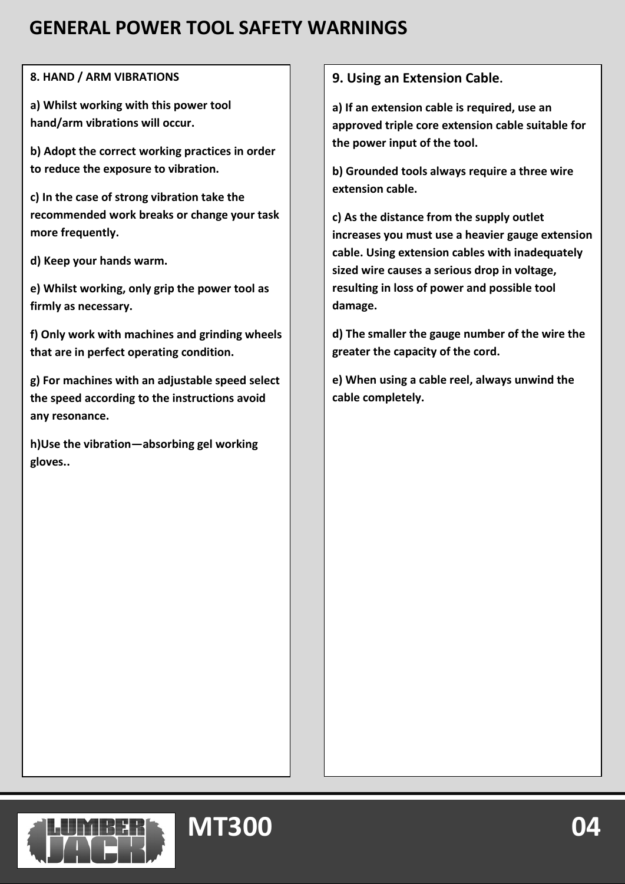# GENERAL POWER TOOL SAFETY WARNINGS

**8. HAND / ARM VIBRATIONS**

**a) Whilst working with this power tool hand/arm vibrations will occur.**

**b) Adopt the correct working practices in order to reduce the exposure to vibration.**

**c) In the case of strong vibration take the recommended work breaks or change your task more frequently.**

**d) Keep your hands warm.**

**e) Whilst working, only grip the power tool as firmly as necessary.**

**f) Only work with machines and grinding wheels that are in perfect operating condition.**

**g) For machines with an adjustable speed select the speed according to the instructions avoid any resonance.**

**h)Use the vibration—absorbing gel working gloves..**

**9. Using an Extension Cable.**

**a) If an extension cable is required, use an approved triple core extension cable suitable for the power input of the tool.**

**b) Grounded tools always require a three wire extension cable.**

**c) As the distance from the supply outlet increases you must use a heavier gauge extension cable. Using extension cables with inadequately sized wire causes a serious drop in voltage, resulting in loss of power and possible tool damage.**

**d) The smaller the gauge number of the wire the greater the capacity of the cord.**

**e) When using a cable reel, always unwind the cable completely.**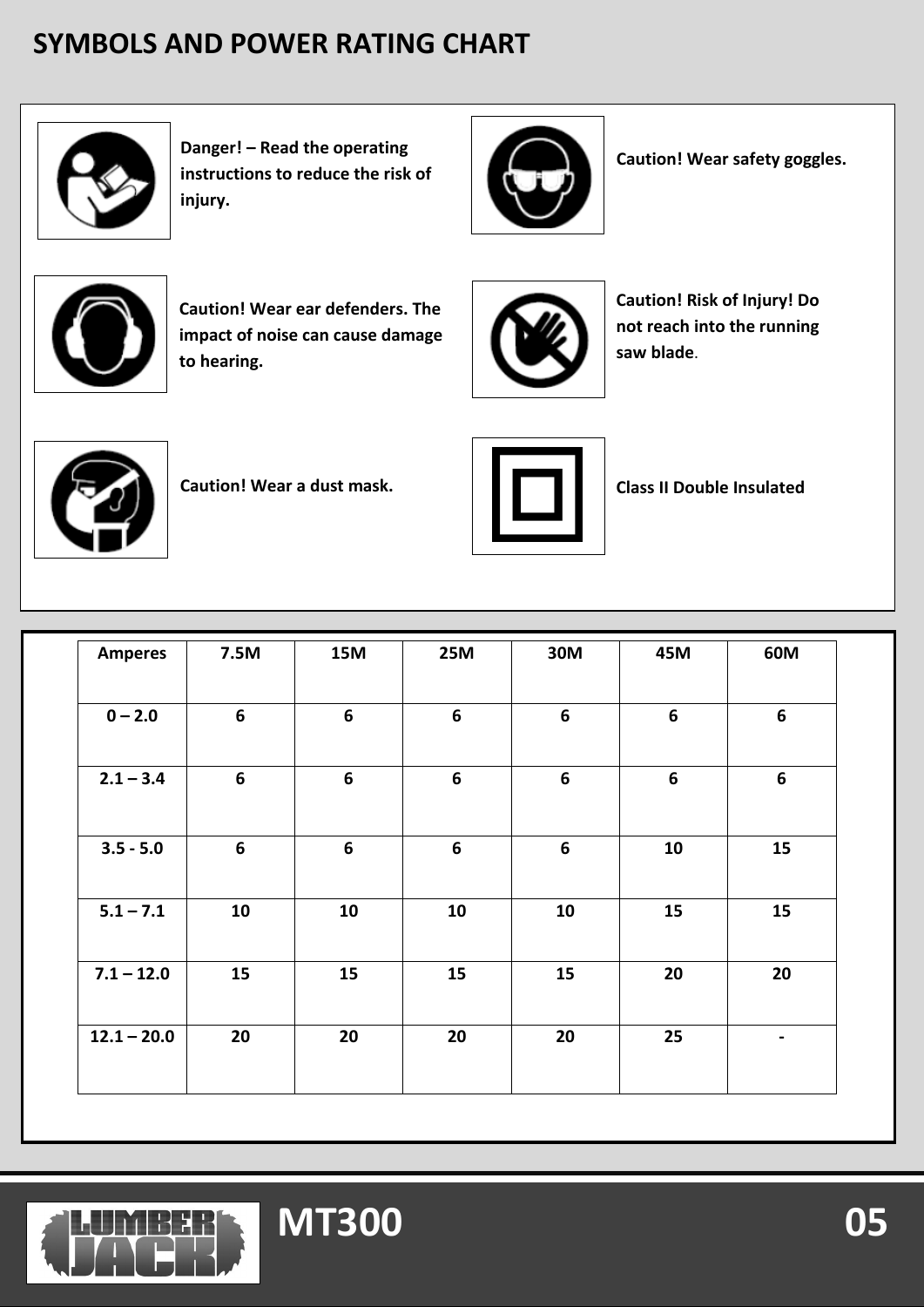# SYMBOLS AND POWER RATING CHART

**Danger! – Read the operating instructions to reduce the risk of injury.**

**Caution! Wear safety goggles.**

**Caution! Wear ear defenders. The impact of noise can cause damage to hearing.**

**Caution! Risk of Injury! Do not reach into the running saw blade.**

**Caution! Wear a dust mask.**

**Class II Double Insulated**

| Amperes | 7.5M | 15M | 25M | 30M | 45M | 60M |
|---|---|---|---|---|---|---|
| 0 – 2.0 | 6 | 6 | 6 | 6 | 6 | 6 |
| 2.1 – 3.4 | 6 | 6 | 6 | 6 | 6 | 6 |
| 3.5 - 5.0 | 6 | 6 | 6 | 6 | 10 | 15 |
| 5.1 – 7.1 | 10 | 10 | 10 | 10 | 15 | 15 |
| 7.1 – 12.0 | 15 | 15 | 15 | 15 | 20 | 20 |
| 12.1 – 20.0 | 20 | 20 | 20 | 20 | 25 | - |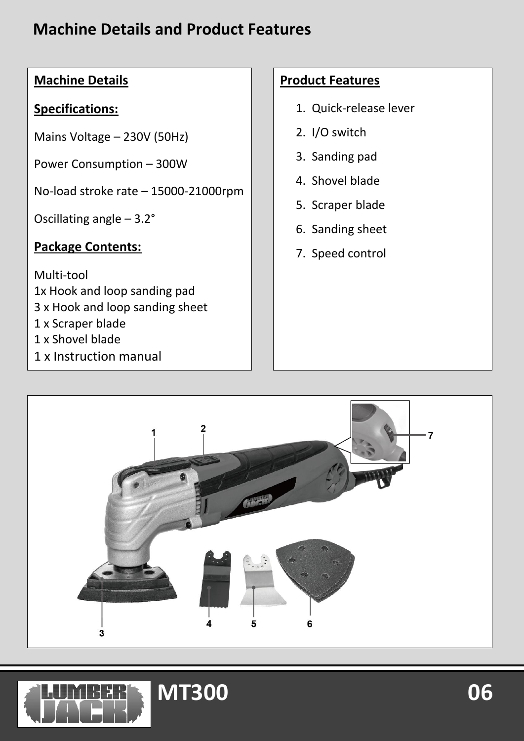# Machine Details and Product Features

## Machine Details

### Specifications:

Mains Voltage – 230V (50Hz)

Power Consumption – 300W

No-load stroke rate – 15000-21000rpm

Oscillating angle – 3.2°

### Package Contents:

Multi-tool
1x Hook and loop sanding pad
3 x Hook and loop sanding sheet
1 x Scraper blade
1 x Shovel blade
1 x Instruction manual

## Product Features

1. Quick-release lever
2. I/O switch
3. Sanding pad
4. Shovel blade
5. Scraper blade
6. Sanding sheet
7. Speed control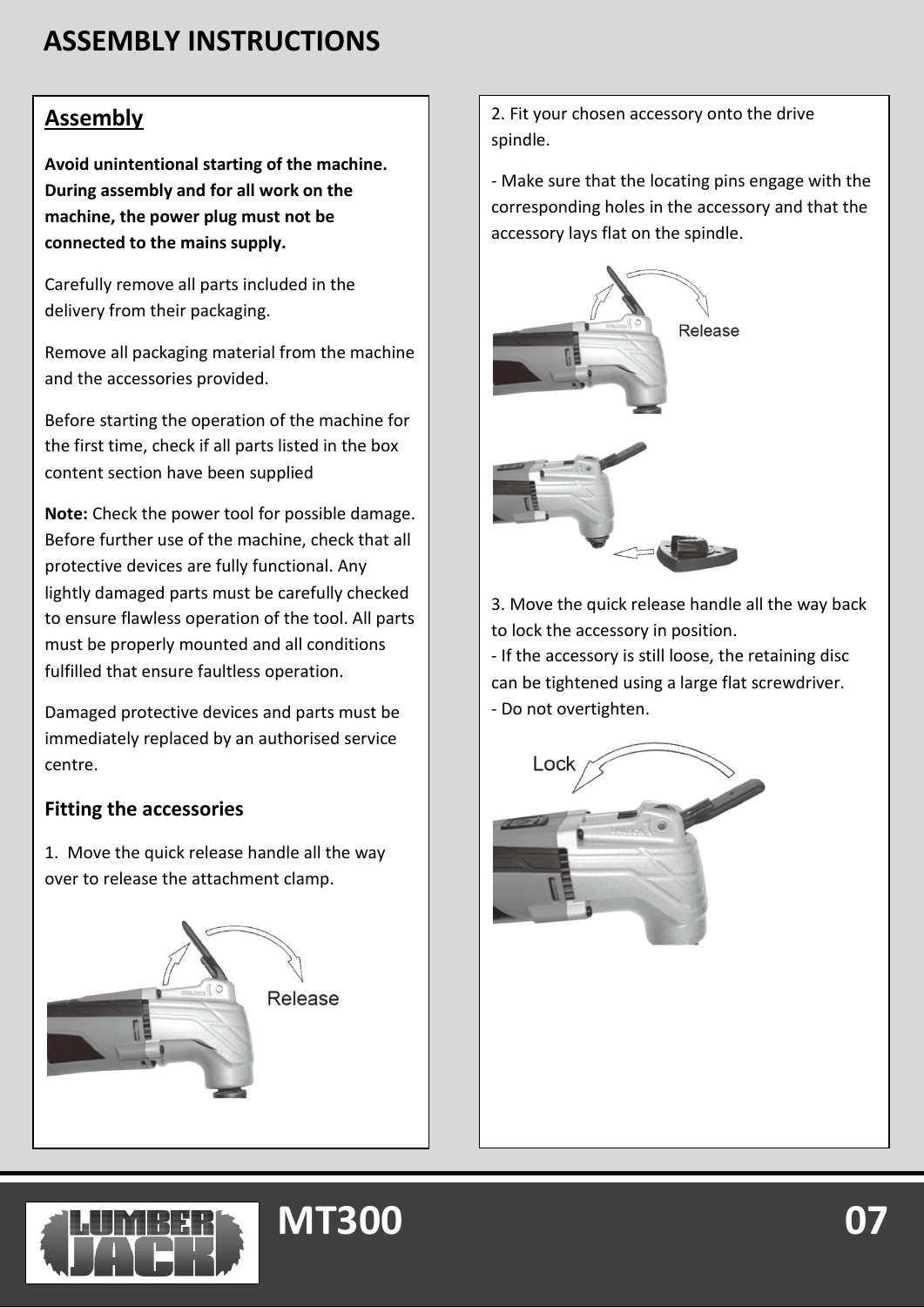# ASSEMBLY INSTRUCTIONS

## Assembly

**Avoid unintentional starting of the machine. During assembly and for all work on the machine, the power plug must not be connected to the mains supply.**

Carefully remove all parts included in the delivery from their packaging.

Remove all packaging material from the machine and the accessories provided.

Before starting the operation of the machine for the first time, check if all parts listed in the box content section have been supplied

**Note:** Check the power tool for possible damage. Before further use of the machine, check that all protective devices are fully functional. Any lightly damaged parts must be carefully checked to ensure flawless operation of the tool. All parts must be properly mounted and all conditions fulfilled that ensure faultless operation.

Damaged protective devices and parts must be immediately replaced by an authorised service centre.

### Fitting the accessories

1. Move the quick release handle all the way over to release the attachment clamp.

Release

2. Fit your chosen accessory onto the drive spindle.

- Make sure that the locating pins engage with the corresponding holes in the accessory and that the accessory lays flat on the spindle.

Release

3. Move the quick release handle all the way back to lock the accessory in position.
- If the accessory is still loose, the retaining disc can be tightened using a large flat screwdriver.
- Do not overtighten.

Lock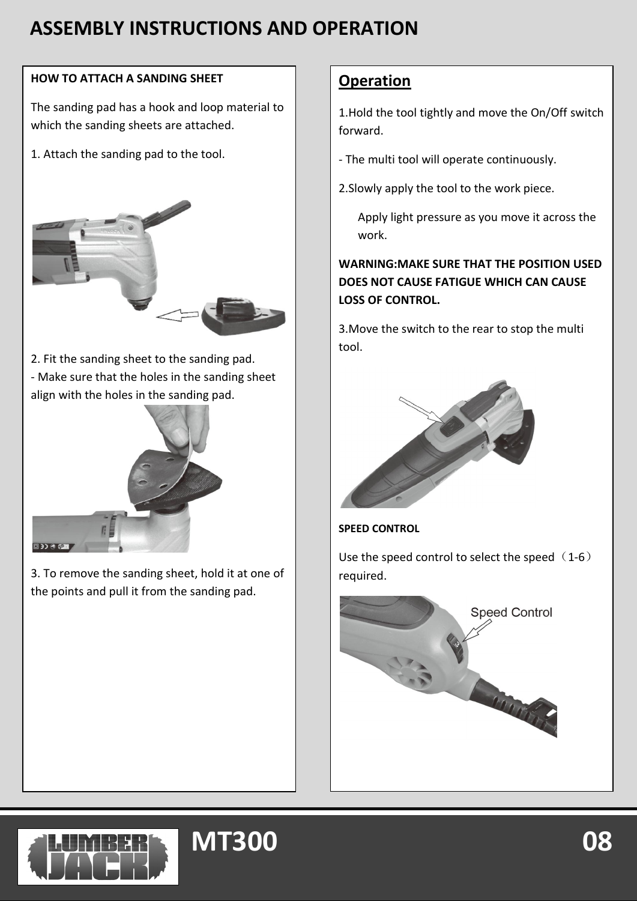# ASSEMBLY INSTRUCTIONS AND OPERATION

**HOW TO ATTACH A SANDING SHEET**

The sanding pad has a hook and loop material to which the sanding sheets are attached.

1. Attach the sanding pad to the tool.

2. Fit the sanding sheet to the sanding pad.
- Make sure that the holes in the sanding sheet align with the holes in the sanding pad.

3. To remove the sanding sheet, hold it at one of the points and pull it from the sanding pad.

## Operation

1.Hold the tool tightly and move the On/Off switch forward.

- The multi tool will operate continuously.

2.Slowly apply the tool to the work piece.

Apply light pressure as you move it across the work.

**WARNING:MAKE SURE THAT THE POSITION USED DOES NOT CAUSE FATIGUE WHICH CAN CAUSE LOSS OF CONTROL.**

3.Move the switch to the rear to stop the multi tool.

**SPEED CONTROL**

Use the speed control to select the speed（1-6）required.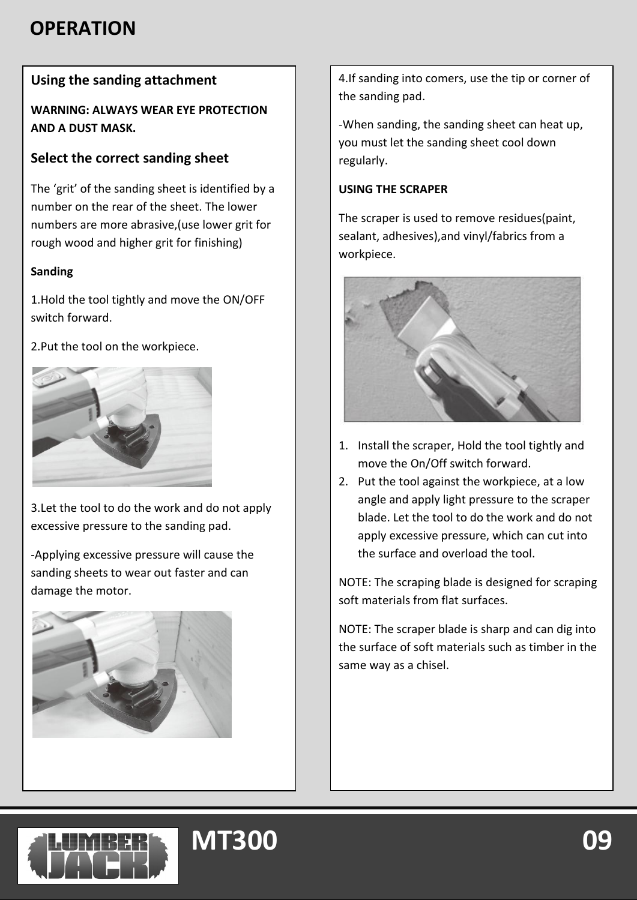# OPERATION

## Using the sanding attachment

**WARNING: ALWAYS WEAR EYE PROTECTION AND A DUST MASK.**

### Select the correct sanding sheet

The 'grit' of the sanding sheet is identified by a number on the rear of the sheet. The lower numbers are more abrasive,(use lower grit for rough wood and higher grit for finishing)

**Sanding**

1.Hold the tool tightly and move the ON/OFF switch forward.

2.Put the tool on the workpiece.

3.Let the tool to do the work and do not apply excessive pressure to the sanding pad.

-Applying excessive pressure will cause the sanding sheets to wear out faster and can damage the motor.

4.If sanding into comers, use the tip or corner of the sanding pad.

-When sanding, the sanding sheet can heat up, you must let the sanding sheet cool down regularly.

**USING THE SCRAPER**

The scraper is used to remove residues(paint, sealant, adhesives),and vinyl/fabrics from a workpiece.

1. Install the scraper, Hold the tool tightly and move the On/Off switch forward.
2. Put the tool against the workpiece, at a low angle and apply light pressure to the scraper blade. Let the tool to do the work and do not apply excessive pressure, which can cut into the surface and overload the tool.

NOTE: The scraping blade is designed for scraping soft materials from flat surfaces.

NOTE: The scraper blade is sharp and can dig into the surface of soft materials such as timber in the same way as a chisel.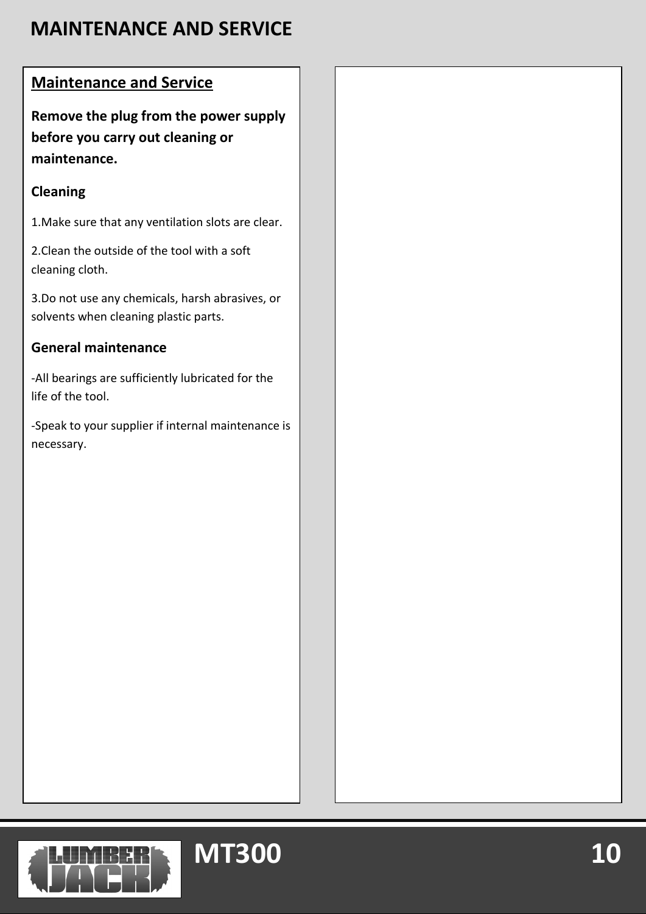# MAINTENANCE AND SERVICE

## Maintenance and Service

**Remove the plug from the power supply before you carry out cleaning or maintenance.**

### Cleaning

1.Make sure that any ventilation slots are clear.

2.Clean the outside of the tool with a soft cleaning cloth.

3.Do not use any chemicals, harsh abrasives, or solvents when cleaning plastic parts.

### General maintenance

-All bearings are sufficiently lubricated for the life of the tool.

-Speak to your supplier if internal maintenance is necessary.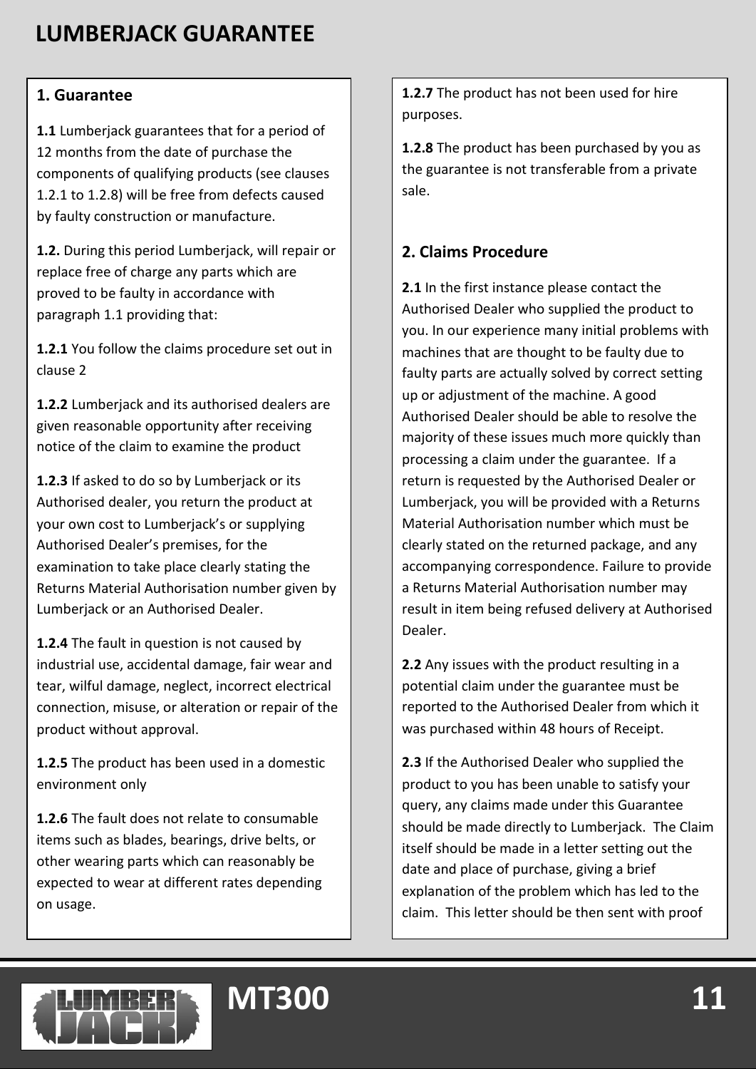# LUMBERJACK GUARANTEE

## 1. Guarantee

**1.1** Lumberjack guarantees that for a period of 12 months from the date of purchase the components of qualifying products (see clauses 1.2.1 to 1.2.8) will be free from defects caused by faulty construction or manufacture.

**1.2.** During this period Lumberjack, will repair or replace free of charge any parts which are proved to be faulty in accordance with paragraph 1.1 providing that:

**1.2.1** You follow the claims procedure set out in clause 2

**1.2.2** Lumberjack and its authorised dealers are given reasonable opportunity after receiving notice of the claim to examine the product

**1.2.3** If asked to do so by Lumberjack or its Authorised dealer, you return the product at your own cost to Lumberjack's or supplying Authorised Dealer's premises, for the examination to take place clearly stating the Returns Material Authorisation number given by Lumberjack or an Authorised Dealer.

**1.2.4** The fault in question is not caused by industrial use, accidental damage, fair wear and tear, wilful damage, neglect, incorrect electrical connection, misuse, or alteration or repair of the product without approval.

**1.2.5** The product has been used in a domestic environment only

**1.2.6** The fault does not relate to consumable items such as blades, bearings, drive belts, or other wearing parts which can reasonably be expected to wear at different rates depending on usage.

**1.2.7** The product has not been used for hire purposes.

**1.2.8** The product has been purchased by you as the guarantee is not transferable from a private sale.

## 2. Claims Procedure

**2.1** In the first instance please contact the Authorised Dealer who supplied the product to you. In our experience many initial problems with machines that are thought to be faulty due to faulty parts are actually solved by correct setting up or adjustment of the machine. A good Authorised Dealer should be able to resolve the majority of these issues much more quickly than processing a claim under the guarantee. If a return is requested by the Authorised Dealer or Lumberjack, you will be provided with a Returns Material Authorisation number which must be clearly stated on the returned package, and any accompanying correspondence. Failure to provide a Returns Material Authorisation number may result in item being refused delivery at Authorised Dealer.

**2.2** Any issues with the product resulting in a potential claim under the guarantee must be reported to the Authorised Dealer from which it was purchased within 48 hours of Receipt.

**2.3** If the Authorised Dealer who supplied the product to you has been unable to satisfy your query, any claims made under this Guarantee should be made directly to Lumberjack. The Claim itself should be made in a letter setting out the date and place of purchase, giving a brief explanation of the problem which has led to the claim. This letter should be then sent with proof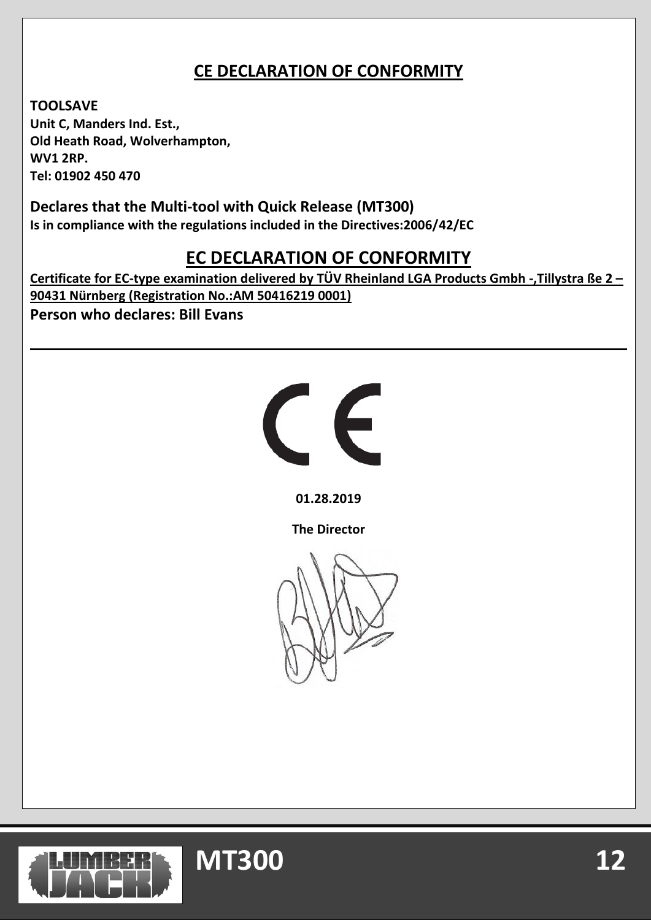## CE DECLARATION OF CONFORMITY

**TOOLSAVE**
**Unit C, Manders Ind. Est.,**
**Old Heath Road, Wolverhampton,**
**WV1 2RP.**
**Tel: 01902 450 470**

**Declares that the Multi-tool with Quick Release (MT300)**
**Is in compliance with the regulations included in the Directives:2006/42/EC**

## EC DECLARATION OF CONFORMITY

**Certificate for EC-type examination delivered by TÜV Rheinland LGA Products Gmbh -,Tillystra ße 2 – 90431 Nürnberg (Registration No.:AM 50416219 0001)**

**Person who declares: Bill Evans**

---

**01.28.2019**

**The Director**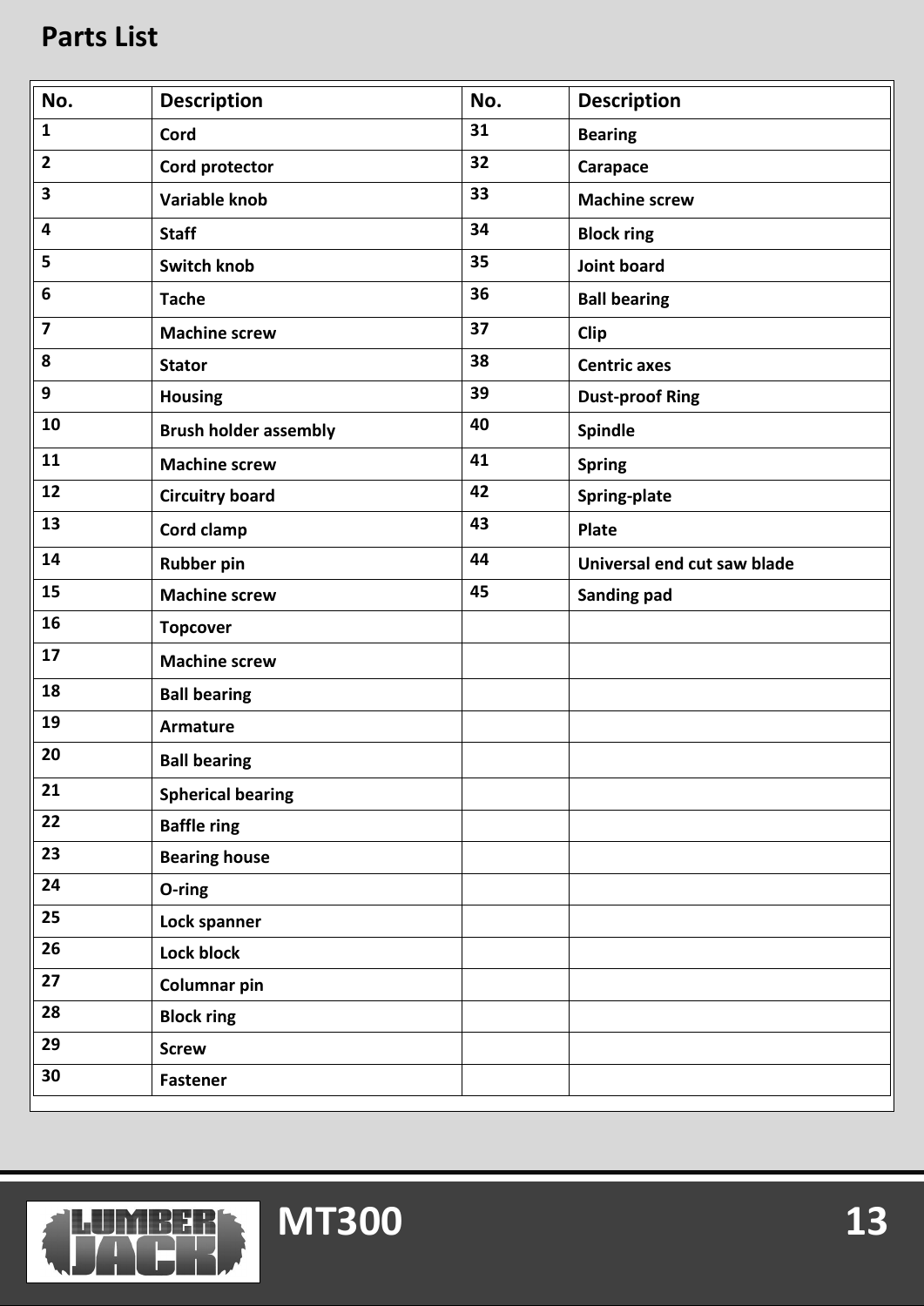## Parts List

| No. | Description | No. | Description |
|---|---|---|---|
| 1 | Cord | 31 | Bearing |
| 2 | Cord protector | 32 | Carapace |
| 3 | Variable knob | 33 | Machine screw |
| 4 | Staff | 34 | Block ring |
| 5 | Switch knob | 35 | Joint board |
| 6 | Tache | 36 | Ball bearing |
| 7 | Machine screw | 37 | Clip |
| 8 | Stator | 38 | Centric axes |
| 9 | Housing | 39 | Dust-proof Ring |
| 10 | Brush holder assembly | 40 | Spindle |
| 11 | Machine screw | 41 | Spring |
| 12 | Circuitry board | 42 | Spring-plate |
| 13 | Cord clamp | 43 | Plate |
| 14 | Rubber pin | 44 | Universal end cut saw blade |
| 15 | Machine screw | 45 | Sanding pad |
| 16 | Topcover | | |
| 17 | Machine screw | | |
| 18 | Ball bearing | | |
| 19 | Armature | | |
| 20 | Ball bearing | | |
| 21 | Spherical bearing | | |
| 22 | Baffle ring | | |
| 23 | Bearing house | | |
| 24 | O-ring | | |
| 25 | Lock spanner | | |
| 26 | Lock block | | |
| 27 | Columnar pin | | |
| 28 | Block ring | | |
| 29 | Screw | | |
| 30 | Fastener | | |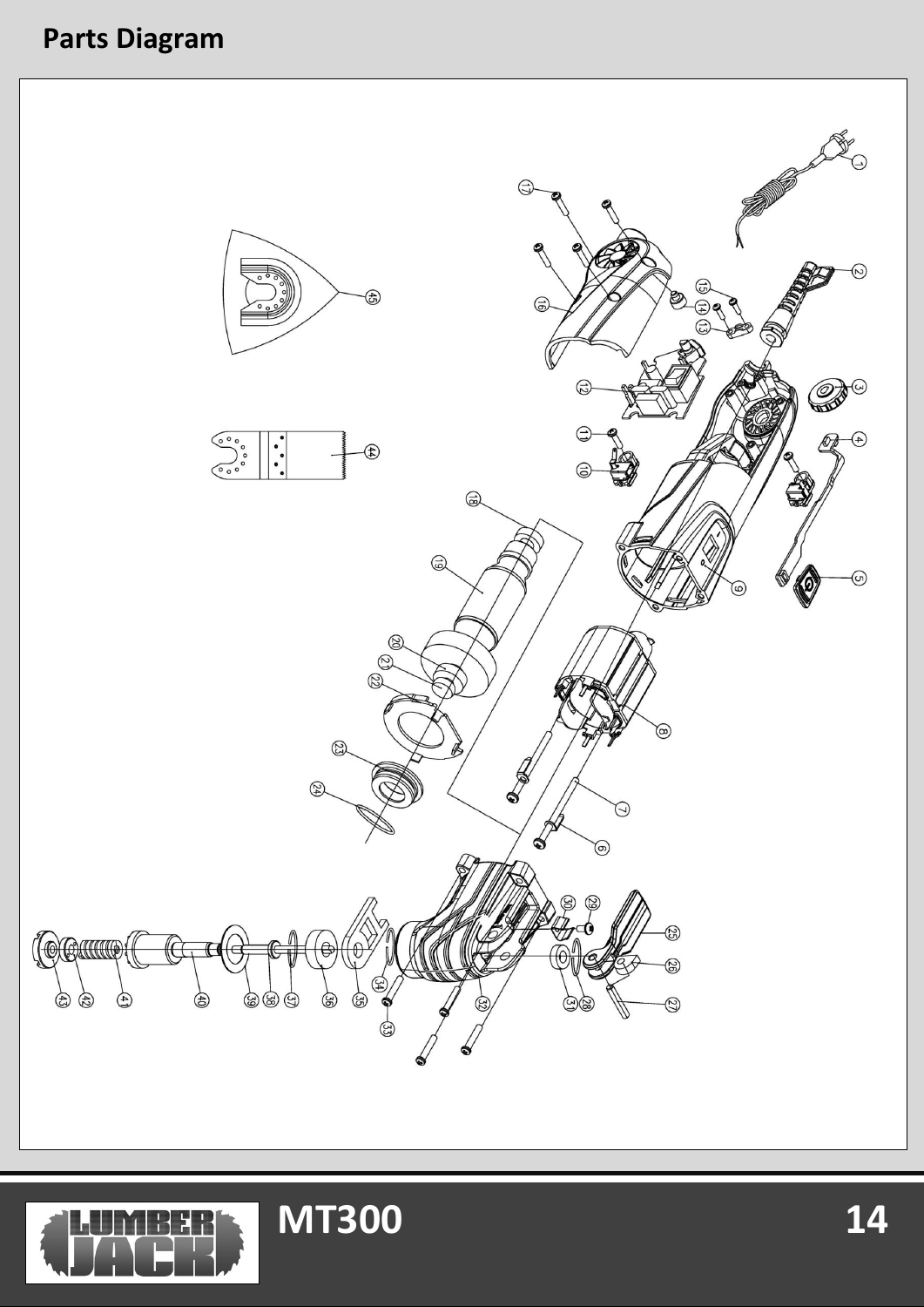## Parts Diagram